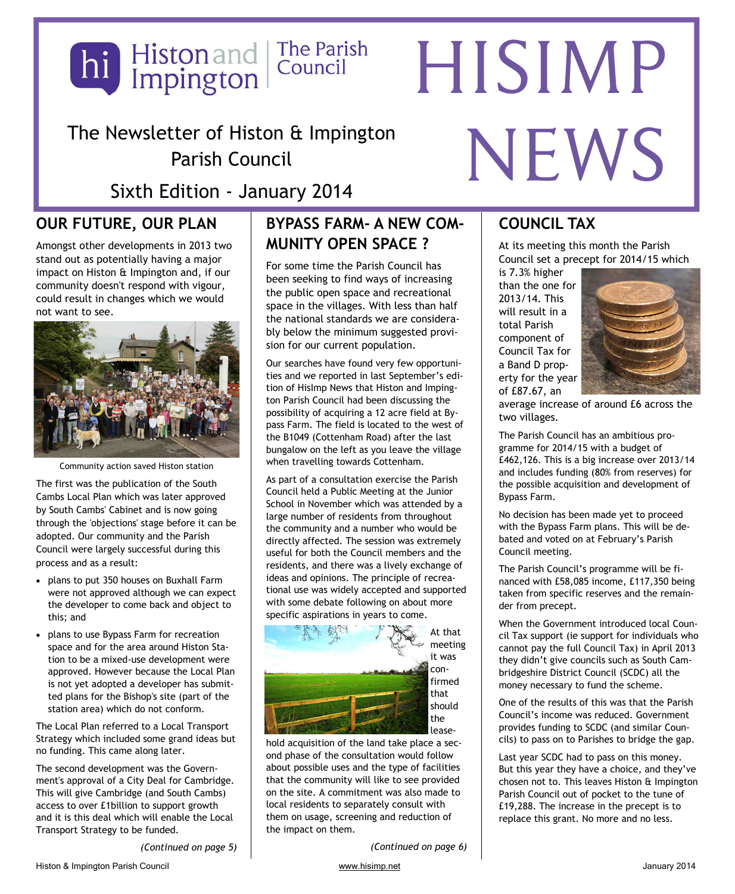Histon and Impington | The Parish Council

# HISIMP NEWS

The Newsletter of Histon & Impington Parish Council

Sixth Edition - January 2014

## OUR FUTURE, OUR PLAN

Amongst other developments in 2013 two stand out as potentially having a major impact on Histon & Impington and, if our community doesn't respond with vigour, could result in changes which we would not want to see.

Community action saved Histon station

The first was the publication of the South Cambs Local Plan which was later approved by South Cambs' Cabinet and is now going through the 'objections' stage before it can be adopted. Our community and the Parish Council were largely successful during this process and as a result:

- plans to put 350 houses on Buxhall Farm were not approved although we can expect the developer to come back and object to this; and
- plans to use Bypass Farm for recreation space and for the area around Histon Station to be a mixed-use development were approved. However because the Local Plan is not yet adopted a developer has submitted plans for the Bishop's site (part of the station area) which do not conform.

The Local Plan referred to a Local Transport Strategy which included some grand ideas but no funding. This came along later.

The second development was the Government's approval of a City Deal for Cambridge. This will give Cambridge (and South Cambs) access to over £1billion to support growth and it is this deal which will enable the Local Transport Strategy to be funded.

*(Continued on page 5)*

## BYPASS FARM- A NEW COMMUNITY OPEN SPACE ?

For some time the Parish Council has been seeking to find ways of increasing the public open space and recreational space in the villages. With less than half the national standards we are considerably below the minimum suggested provision for our current population.

Our searches have found very few opportunities and we reported in last September's edition of HisImp News that Histon and Impington Parish Council had been discussing the possibility of acquiring a 12 acre field at Bypass Farm. The field is located to the west of the B1049 (Cottenham Road) after the last bungalow on the left as you leave the village when travelling towards Cottenham.

As part of a consultation exercise the Parish Council held a Public Meeting at the Junior School in November which was attended by a large number of residents from throughout the community and a number who would be directly affected. The session was extremely useful for both the Council members and the residents, and there was a lively exchange of ideas and opinions. The principle of recreational use was widely accepted and supported with some debate following on about more specific aspirations in years to come.

At that meeting it was confirmed that should the leasehold acquisition of the land take place a second phase of the consultation would follow about possible uses and the type of facilities that the community will like to see provided on the site. A commitment was also made to local residents to separately consult with them on usage, screening and reduction of the impact on them.

*(Continued on page 6)*

## COUNCIL TAX

At its meeting this month the Parish Council set a precept for 2014/15 which is 7.3% higher than the one for 2013/14. This will result in a total Parish component of Council Tax for a Band D property for the year of £87.67, an average increase of around £6 across the two villages.

The Parish Council has an ambitious programme for 2014/15 with a budget of £462,126. This is a big increase over 2013/14 and includes funding (80% from reserves) for the possible acquisition and development of Bypass Farm.

No decision has been made yet to proceed with the Bypass Farm plans. This will be debated and voted on at February's Parish Council meeting.

The Parish Council's programme will be financed with £58,085 income, £117,350 being taken from specific reserves and the remainder from precept.

When the Government introduced local Council Tax support (ie support for individuals who cannot pay the full Council Tax) in April 2013 they didn't give councils such as South Cambridgeshire District Council (SCDC) all the money necessary to fund the scheme.

One of the results of this was that the Parish Council's income was reduced. Government provides funding to SCDC (and similar Councils) to pass on to Parishes to bridge the gap.

Last year SCDC had to pass on this money. But this year they have a choice, and they've chosen not to. This leaves Histon & Impington Parish Council out of pocket to the tune of £19,288. The increase in the precept is to replace this grant. No more and no less.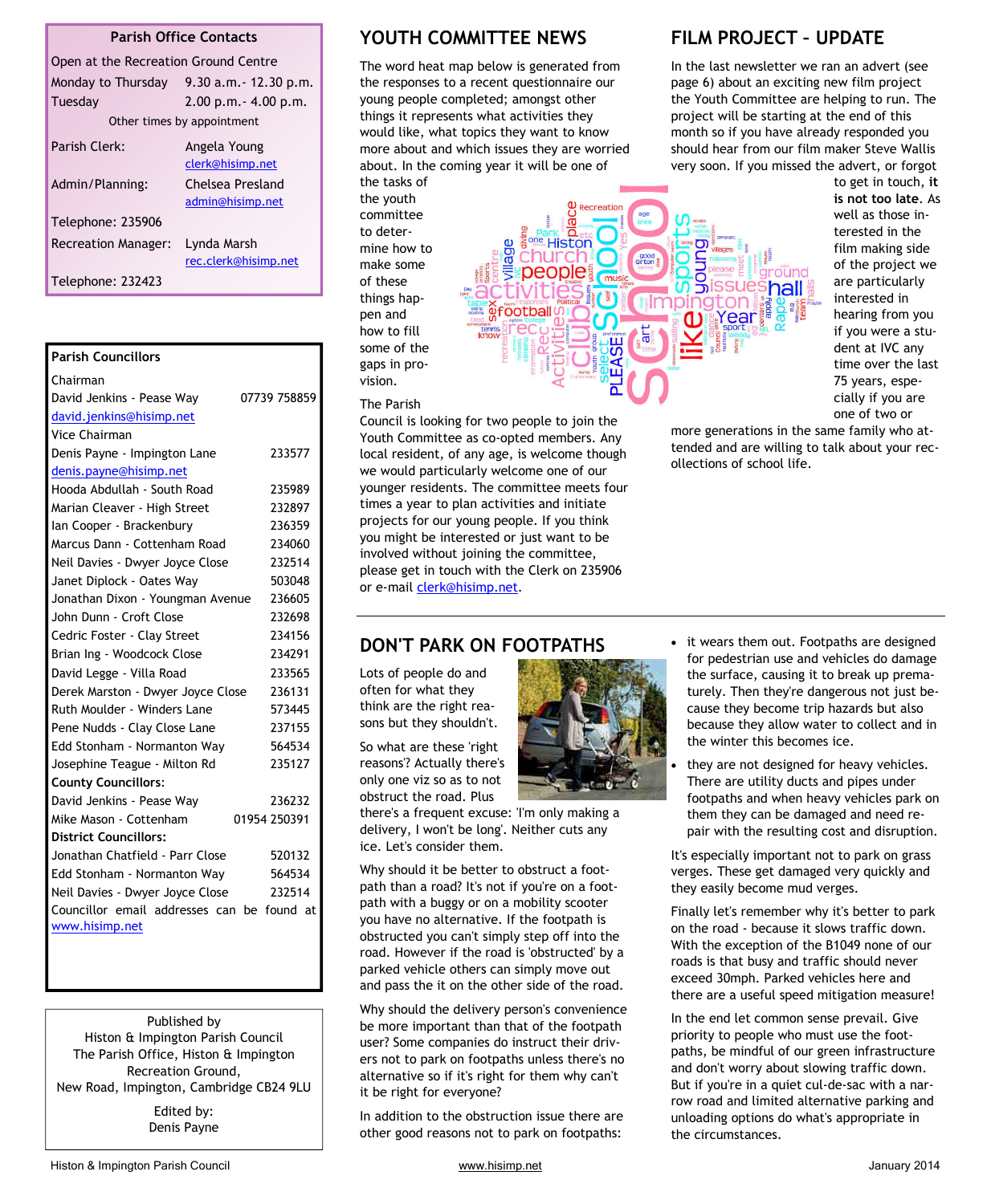## Parish Office Contacts

Open at the Recreation Ground Centre

| | |
|---|---|
| Monday to Thursday | 9.30 a.m.- 12.30 p.m. |
| Tuesday | 2.00 p.m.- 4.00 p.m. |

Other times by appointment

| | |
|---|---|
| Parish Clerk: | Angela Young clerk@hisimp.net |
| Admin/Planning: | Chelsea Presland admin@hisimp.net |
| Telephone: 235906 | |
| Recreation Manager: | Lynda Marsh rec.clerk@hisimp.net |
| Telephone: 232423 | |

## Parish Councillors

| | |
|---|---|
| **Chairman** | |
| David Jenkins - Pease Way | 07739 758859 |
| david.jenkins@hisimp.net | |
| **Vice Chairman** | |
| Denis Payne - Impington Lane | 233577 |
| denis.payne@hisimp.net | |
| Hooda Abdullah - South Road | 235989 |
| Marian Cleaver - High Street | 232897 |
| Ian Cooper - Brackenbury | 236359 |
| Marcus Dann - Cottenham Road | 234060 |
| Neil Davies - Dwyer Joyce Close | 232514 |
| Janet Diplock - Oates Way | 503048 |
| Jonathan Dixon - Youngman Avenue | 236605 |
| John Dunn - Croft Close | 232698 |
| Cedric Foster - Clay Street | 234156 |
| Brian Ing - Woodcock Close | 234291 |
| David Legge - Villa Road | 233565 |
| Derek Marston - Dwyer Joyce Close | 236131 |
| Ruth Moulder - Winders Lane | 573445 |
| Pene Nudds - Clay Close Lane | 237155 |
| Edd Stonham - Normanton Way | 564534 |
| Josephine Teague - Milton Rd | 235127 |
| **County Councillors:** | |
| David Jenkins - Pease Way | 236232 |
| Mike Mason - Cottenham | 01954 250391 |
| **District Councillors:** | |
| Jonathan Chatfield - Parr Close | 520132 |
| Edd Stonham - Normanton Way | 564534 |
| Neil Davies - Dwyer Joyce Close | 232514 |

Councillor email addresses can be found at www.hisimp.net

Published by
Histon & Impington Parish Council
The Parish Office, Histon & Impington Recreation Ground,
New Road, Impington, Cambridge CB24 9LU

Edited by:
Denis Payne

## YOUTH COMMITTEE NEWS

The word heat map below is generated from the responses to a recent questionnaire our young people completed; amongst other things it represents what activities they would like, what topics they want to know more about and which issues they are worried about. In the coming year it will be one of the tasks of the youth committee to determine how to make some of these things happen and how to fill some of the gaps in provision.

The Parish Council is looking for two people to join the Youth Committee as co-opted members. Any local resident, of any age, is welcome though we would particularly welcome one of our younger residents. The committee meets four times a year to plan activities and initiate projects for our young people. If you think you might be interested or just want to be involved without joining the committee, please get in touch with the Clerk on 235906 or e-mail clerk@hisimp.net.

## FILM PROJECT – UPDATE

In the last newsletter we ran an advert (see page 6) about an exciting new film project the Youth Committee are helping to run. The project will be starting at the end of this month so if you have already responded you should hear from our film maker Steve Wallis very soon. If you missed the advert, or forgot to get in touch, **it is not too late**. As well as those interested in the film making side of the project we are particularly interested in hearing from you if you were a student at IVC any time over the last 75 years, especially if you are one of two or more generations in the same family who attended and are willing to talk about your recollections of school life.

## DON'T PARK ON FOOTPATHS

Lots of people do and often for what they think are the right reasons but they shouldn't.

So what are these 'right reasons'? Actually there's only one viz so as to not obstruct the road. Plus there's a frequent excuse: 'I'm only making a delivery, I won't be long'. Neither cuts any ice. Let's consider them.

Why should it be better to obstruct a footpath than a road? It's not if you're on a footpath with a buggy or on a mobility scooter you have no alternative. If the footpath is obstructed you can't simply step off into the road. However if the road is 'obstructed' by a parked vehicle others can simply move out and pass the it on the other side of the road.

Why should the delivery person's convenience be more important than that of the footpath user? Some companies do instruct their drivers not to park on footpaths unless there's no alternative so if it's right for them why can't it be right for everyone?

In addition to the obstruction issue there are other good reasons not to park on footpaths:

- it wears them out. Footpaths are designed for pedestrian use and vehicles do damage the surface, causing it to break up prematurely. Then they're dangerous not just because they become trip hazards but also because they allow water to collect and in the winter this becomes ice.
- they are not designed for heavy vehicles. There are utility ducts and pipes under footpaths and when heavy vehicles park on them they can be damaged and need repair with the resulting cost and disruption.

It's especially important not to park on grass verges. These get damaged very quickly and they easily become mud verges.

Finally let's remember why it's better to park on the road - because it slows traffic down. With the exception of the B1049 none of our roads is that busy and traffic should never exceed 30mph. Parked vehicles here and there are a useful speed mitigation measure!

In the end let common sense prevail. Give priority to people who must use the footpaths, be mindful of our green infrastructure and don't worry about slowing traffic down. But if you're in a quiet cul-de-sac with a narrow road and limited alternative parking and unloading options do what's appropriate in the circumstances.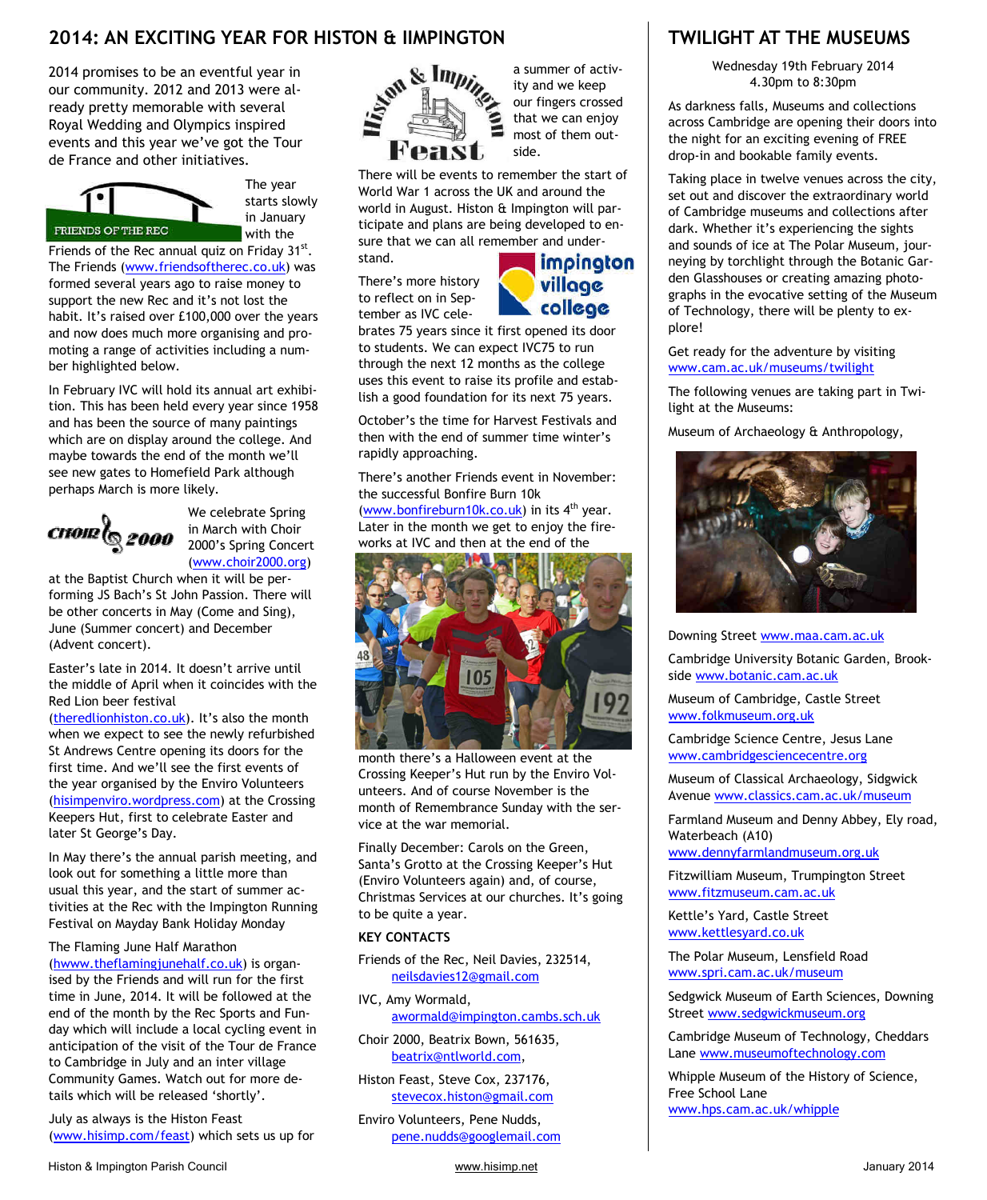## 2014: AN EXCITING YEAR FOR HISTON & IIMPINGTON

2014 promises to be an eventful year in our community. 2012 and 2013 were already pretty memorable with several Royal Wedding and Olympics inspired events and this year we've got the Tour de France and other initiatives.

The year starts slowly in January with the Friends of the Rec annual quiz on Friday 31st. The Friends (www.friendsoftherec.co.uk) was formed several years ago to raise money to support the new Rec and it's not lost the habit. It's raised over £100,000 over the years and now does much more organising and promoting a range of activities including a number highlighted below.

In February IVC will hold its annual art exhibition. This has been held every year since 1958 and has been the source of many paintings which are on display around the college. And maybe towards the end of the month we'll see new gates to Homefield Park although perhaps March is more likely.

We celebrate Spring in March with Choir 2000's Spring Concert (www.choir2000.org) at the Baptist Church when it will be performing JS Bach's St John Passion. There will be other concerts in May (Come and Sing), June (Summer concert) and December (Advent concert).

Easter's late in 2014. It doesn't arrive until the middle of April when it coincides with the Red Lion beer festival (theredlionhiston.co.uk). It's also the month when we expect to see the newly refurbished St Andrews Centre opening its doors for the first time. And we'll see the first events of the year organised by the Enviro Volunteers (hisimpenviro.wordpress.com) at the Crossing Keepers Hut, first to celebrate Easter and later St George's Day.

In May there's the annual parish meeting, and look out for something a little more than usual this year, and the start of summer activities at the Rec with the Impington Running Festival on Mayday Bank Holiday Monday

The Flaming June Half Marathon (hwww.theflamingjunehalf.co.uk) is organised by the Friends and will run for the first time in June, 2014. It will be followed at the end of the month by the Rec Sports and Funday which will include a local cycling event in anticipation of the visit of the Tour de France to Cambridge in July and an inter village Community Games. Watch out for more details which will be released 'shortly'.

July as always is the Histon Feast (www.hisimp.com/feast) which sets us up for a summer of activity and we keep our fingers crossed that we can enjoy most of them outside.

There will be events to remember the start of World War 1 across the UK and around the world in August. Histon & Impington will participate and plans are being developed to ensure that we can all remember and understand.

There's more history to reflect on in September as IVC celebrates 75 years since it first opened its door to students. We can expect IVC75 to run through the next 12 months as the college uses this event to raise its profile and establish a good foundation for its next 75 years.

October's the time for Harvest Festivals and then with the end of summer time winter's rapidly approaching.

There's another Friends event in November: the successful Bonfire Burn 10k (www.bonfireburn10k.co.uk) in its 4th year. Later in the month we get to enjoy the fireworks at IVC and then at the end of the month there's a Halloween event at the Crossing Keeper's Hut run by the Enviro Volunteers. And of course November is the month of Remembrance Sunday with the service at the war memorial.

Finally December: Carols on the Green, Santa's Grotto at the Crossing Keeper's Hut (Enviro Volunteers again) and, of course, Christmas Services at our churches. It's going to be quite a year.

### KEY CONTACTS

Friends of the Rec, Neil Davies, 232514,
neilsdavies12@gmail.com

IVC, Amy Wormald,
awormald@impington.cambs.sch.uk

Choir 2000, Beatrix Bown, 561635,
beatrix@ntlworld.com,

Histon Feast, Steve Cox, 237176,
stevecox.histon@gmail.com

Enviro Volunteers, Pene Nudds,
pene.nudds@googlemail.com

## TWILIGHT AT THE MUSEUMS

Wednesday 19th February 2014
4.30pm to 8:30pm

As darkness falls, Museums and collections across Cambridge are opening their doors into the night for an exciting evening of FREE drop-in and bookable family events.

Taking place in twelve venues across the city, set out and discover the extraordinary world of Cambridge museums and collections after dark. Whether it's experiencing the sights and sounds of ice at The Polar Museum, journeying by torchlight through the Botanic Garden Glasshouses or creating amazing photographs in the evocative setting of the Museum of Technology, there will be plenty to explore!

Get ready for the adventure by visiting www.cam.ac.uk/museums/twilight

The following venues are taking part in Twilight at the Museums:

Museum of Archaeology & Anthropology, Downing Street www.maa.cam.ac.uk

Cambridge University Botanic Garden, Brookside www.botanic.cam.ac.uk

Museum of Cambridge, Castle Street www.folkmuseum.org.uk

Cambridge Science Centre, Jesus Lane www.cambridgesciencecentre.org

Museum of Classical Archaeology, Sidgwick Avenue www.classics.cam.ac.uk/museum

Farmland Museum and Denny Abbey, Ely road, Waterbeach (A10) www.dennyfarmlandmuseum.org.uk

Fitzwilliam Museum, Trumpington Street www.fitzmuseum.cam.ac.uk

Kettle's Yard, Castle Street www.kettlesyard.co.uk

The Polar Museum, Lensfield Road www.spri.cam.ac.uk/museum

Sedgwick Museum of Earth Sciences, Downing Street www.sedgwickmuseum.org

Cambridge Museum of Technology, Cheddars Lane www.museumoftechnology.com

Whipple Museum of the History of Science, Free School Lane www.hps.cam.ac.uk/whipple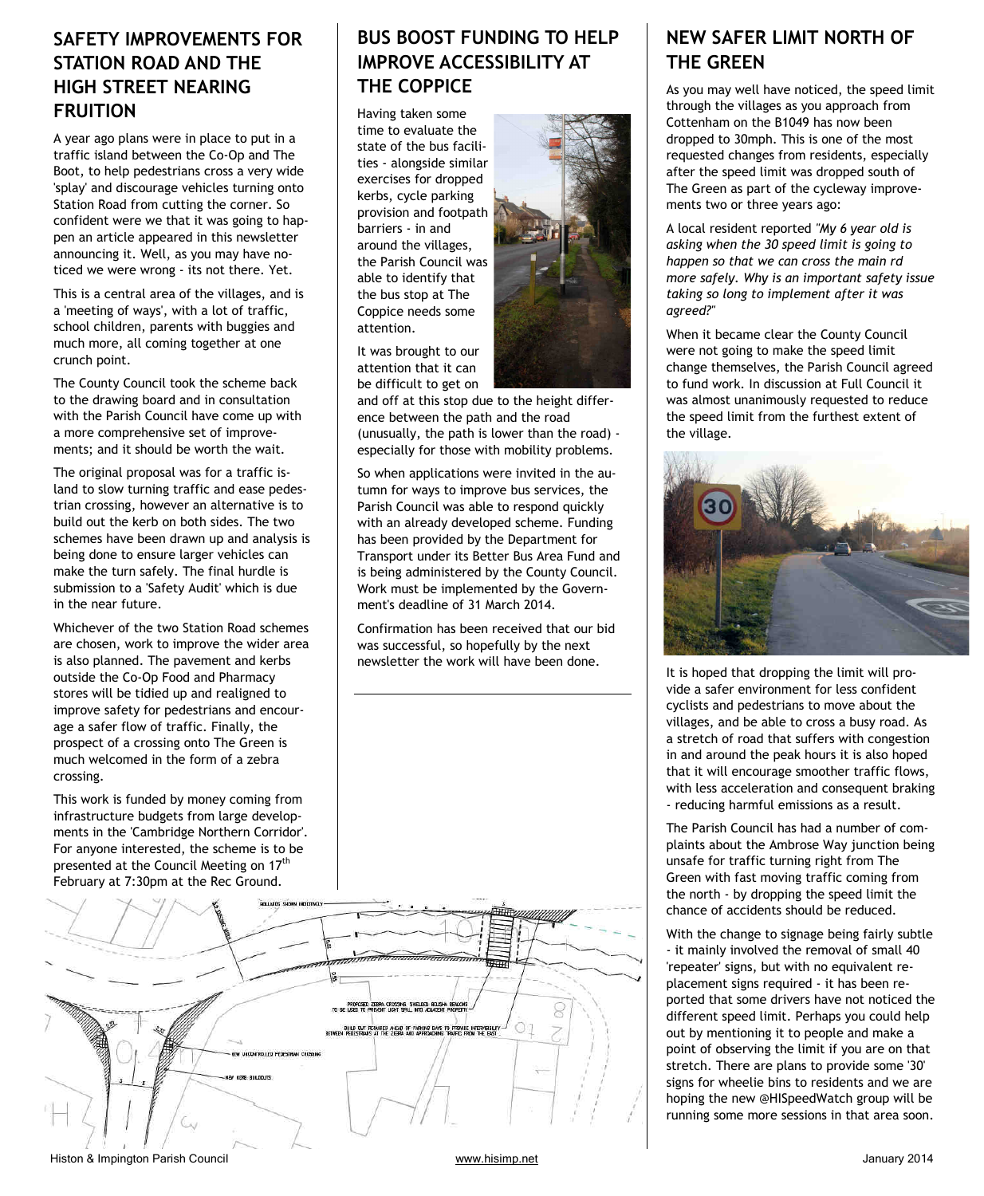## SAFETY IMPROVEMENTS FOR STATION ROAD AND THE HIGH STREET NEARING FRUITION

A year ago plans were in place to put in a traffic island between the Co-Op and The Boot, to help pedestrians cross a very wide 'splay' and discourage vehicles turning onto Station Road from cutting the corner. So confident were we that it was going to happen an article appeared in this newsletter announcing it. Well, as you may have noticed we were wrong - its not there. Yet.

This is a central area of the villages, and is a 'meeting of ways', with a lot of traffic, school children, parents with buggies and much more, all coming together at one crunch point.

The County Council took the scheme back to the drawing board and in consultation with the Parish Council have come up with a more comprehensive set of improvements; and it should be worth the wait.

The original proposal was for a traffic island to slow turning traffic and ease pedestrian crossing, however an alternative is to build out the kerb on both sides. The two schemes have been drawn up and analysis is being done to ensure larger vehicles can make the turn safely. The final hurdle is submission to a 'Safety Audit' which is due in the near future.

Whichever of the two Station Road schemes are chosen, work to improve the wider area is also planned. The pavement and kerbs outside the Co-Op Food and Pharmacy stores will be tidied up and realigned to improve safety for pedestrians and encourage a safer flow of traffic. Finally, the prospect of a crossing onto The Green is much welcomed in the form of a zebra crossing.

This work is funded by money coming from infrastructure budgets from large developments in the 'Cambridge Northern Corridor'. For anyone interested, the scheme is to be presented at the Council Meeting on 17th February at 7:30pm at the Rec Ground.

## BUS BOOST FUNDING TO HELP IMPROVE ACCESSIBILITY AT THE COPPICE

Having taken some time to evaluate the state of the bus facilities - alongside similar exercises for dropped kerbs, cycle parking provision and footpath barriers - in and around the villages, the Parish Council was able to identify that the bus stop at The Coppice needs some attention.

It was brought to our attention that it can be difficult to get on and off at this stop due to the height difference between the path and the road (unusually, the path is lower than the road) - especially for those with mobility problems.

So when applications were invited in the autumn for ways to improve bus services, the Parish Council was able to respond quickly with an already developed scheme. Funding has been provided by the Department for Transport under its Better Bus Area Fund and is being administered by the County Council. Work must be implemented by the Government's deadline of 31 March 2014.

Confirmation has been received that our bid was successful, so hopefully by the next newsletter the work will have been done.

## NEW SAFER LIMIT NORTH OF THE GREEN

As you may well have noticed, the speed limit through the villages as you approach from Cottenham on the B1049 has now been dropped to 30mph. This is one of the most requested changes from residents, especially after the speed limit was dropped south of The Green as part of the cycleway improvements two or three years ago:

A local resident reported *"My 6 year old is asking when the 30 speed limit is going to happen so that we can cross the main rd more safely. Why is an important safety issue taking so long to implement after it was agreed?"*

When it became clear the County Council were not going to make the speed limit change themselves, the Parish Council agreed to fund work. In discussion at Full Council it was almost unanimously requested to reduce the speed limit from the furthest extent of the village.

It is hoped that dropping the limit will provide a safer environment for less confident cyclists and pedestrians to move about the villages, and be able to cross a busy road. As a stretch of road that suffers with congestion in and around the peak hours it is also hoped that it will encourage smoother traffic flows, with less acceleration and consequent braking - reducing harmful emissions as a result.

The Parish Council has had a number of complaints about the Ambrose Way junction being unsafe for traffic turning right from The Green with fast moving traffic coming from the north - by dropping the speed limit the chance of accidents should be reduced.

With the change to signage being fairly subtle - it mainly involved the removal of small 40 'repeater' signs, but with no equivalent replacement signs required - it has been reported that some drivers have not noticed the different speed limit. Perhaps you could help out by mentioning it to people and make a point of observing the limit if you are on that stretch. There are plans to provide some '30' signs for wheelie bins to residents and we are hoping the new @HISpeedWatch group will be running some more sessions in that area soon.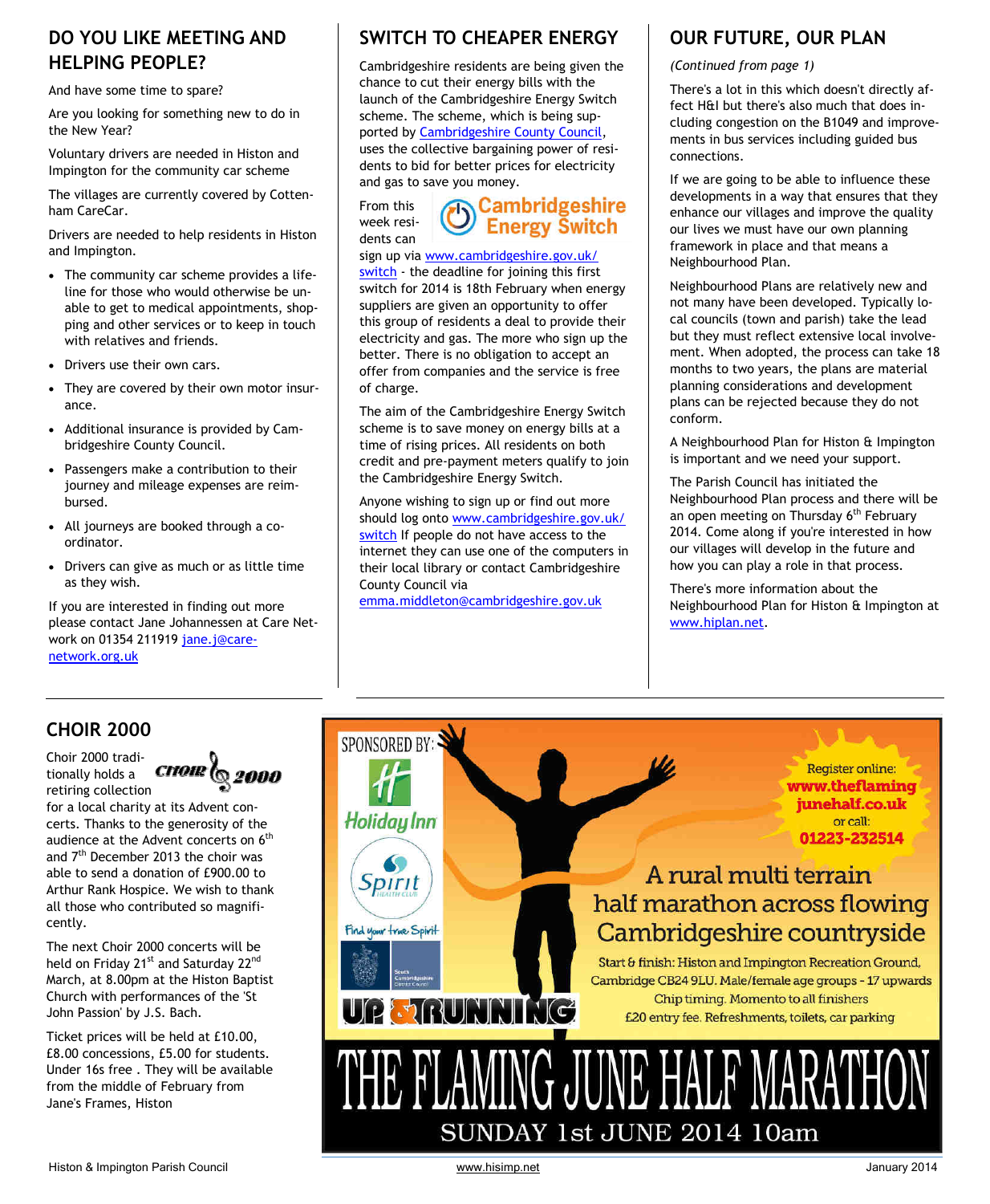## DO YOU LIKE MEETING AND HELPING PEOPLE?

And have some time to spare?

Are you looking for something new to do in the New Year?

Voluntary drivers are needed in Histon and Impington for the community car scheme

The villages are currently covered by Cottenham CareCar.

Drivers are needed to help residents in Histon and Impington.

- The community car scheme provides a lifeline for those who would otherwise be unable to get to medical appointments, shopping and other services or to keep in touch with relatives and friends.
- Drivers use their own cars.
- They are covered by their own motor insurance.
- Additional insurance is provided by Cambridgeshire County Council.
- Passengers make a contribution to their journey and mileage expenses are reimbursed.
- All journeys are booked through a co-ordinator.
- Drivers can give as much or as little time as they wish.

If you are interested in finding out more please contact Jane Johannessen at Care Network on 01354 211919 jane.j@care-network.org.uk

## SWITCH TO CHEAPER ENERGY

Cambridgeshire residents are being given the chance to cut their energy bills with the launch of the Cambridgeshire Energy Switch scheme. The scheme, which is being supported by Cambridgeshire County Council, uses the collective bargaining power of residents to bid for better prices for electricity and gas to save you money.

Cambridgeshire Energy Switch

From this week residents can sign up via www.cambridgeshire.gov.uk/switch - the deadline for joining this first switch for 2014 is 18th February when energy suppliers are given an opportunity to offer this group of residents a deal to provide their electricity and gas. The more who sign up the better. There is no obligation to accept an offer from companies and the service is free of charge.

The aim of the Cambridgeshire Energy Switch scheme is to save money on energy bills at a time of rising prices. All residents on both credit and pre-payment meters qualify to join the Cambridgeshire Energy Switch.

Anyone wishing to sign up or find out more should log onto www.cambridgeshire.gov.uk/switch If people do not have access to the internet they can use one of the computers in their local library or contact Cambridgeshire County Council via emma.middleton@cambridgeshire.gov.uk

## OUR FUTURE, OUR PLAN

*(Continued from page 1)*

There's a lot in this which doesn't directly affect H&I but there's also much that does including congestion on the B1049 and improvements in bus services including guided bus connections.

If we are going to be able to influence these developments in a way that ensures that they enhance our villages and improve the quality our lives we must have our own planning framework in place and that means a Neighbourhood Plan.

Neighbourhood Plans are relatively new and not many have been developed. Typically local councils (town and parish) take the lead but they must reflect extensive local involvement. When adopted, the process can take 18 months to two years, the plans are material planning considerations and development plans can be rejected because they do not conform.

A Neighbourhood Plan for Histon & Impington is important and we need your support.

The Parish Council has initiated the Neighbourhood Plan process and there will be an open meeting on Thursday 6th February 2014. Come along if you're interested in how our villages will develop in the future and how you can play a role in that process.

There's more information about the Neighbourhood Plan for Histon & Impington at www.hiplan.net.

## CHOIR 2000

Choir 2000 traditionally holds a retiring collection for a local charity at its Advent concerts. Thanks to the generosity of the audience at the Advent concerts on 6th and 7th December 2013 the choir was able to send a donation of £900.00 to Arthur Rank Hospice. We wish to thank all those who contributed so magnificently.

The next Choir 2000 concerts will be held on Friday 21st and Saturday 22nd March, at 8.00pm at the Histon Baptist Church with performances of the 'St John Passion' by J.S. Bach.

Ticket prices will be held at £10.00, £8.00 concessions, £5.00 for students. Under 16s free . They will be available from the middle of February from Jane's Frames, Histon

SPONSORED BY: Holiday Inn, Spirit Health Club – Find your true Spirit, South Cambridgeshire District Council, UP & RUNNING

Register online: www.theflamingjunehalf.co.uk or call: 01223-232514

A rural multi terrain half marathon across flowing Cambridgeshire countryside

Start & finish: Histon and Impington Recreation Ground, Cambridge CB24 9LU. Male/female age groups - 17 upwards

Chip timing. Momento to all finishers

£20 entry fee. Refreshments, toilets, car parking

# THE FLAMING JUNE HALF MARATHON

SUNDAY 1st JUNE 2014 10am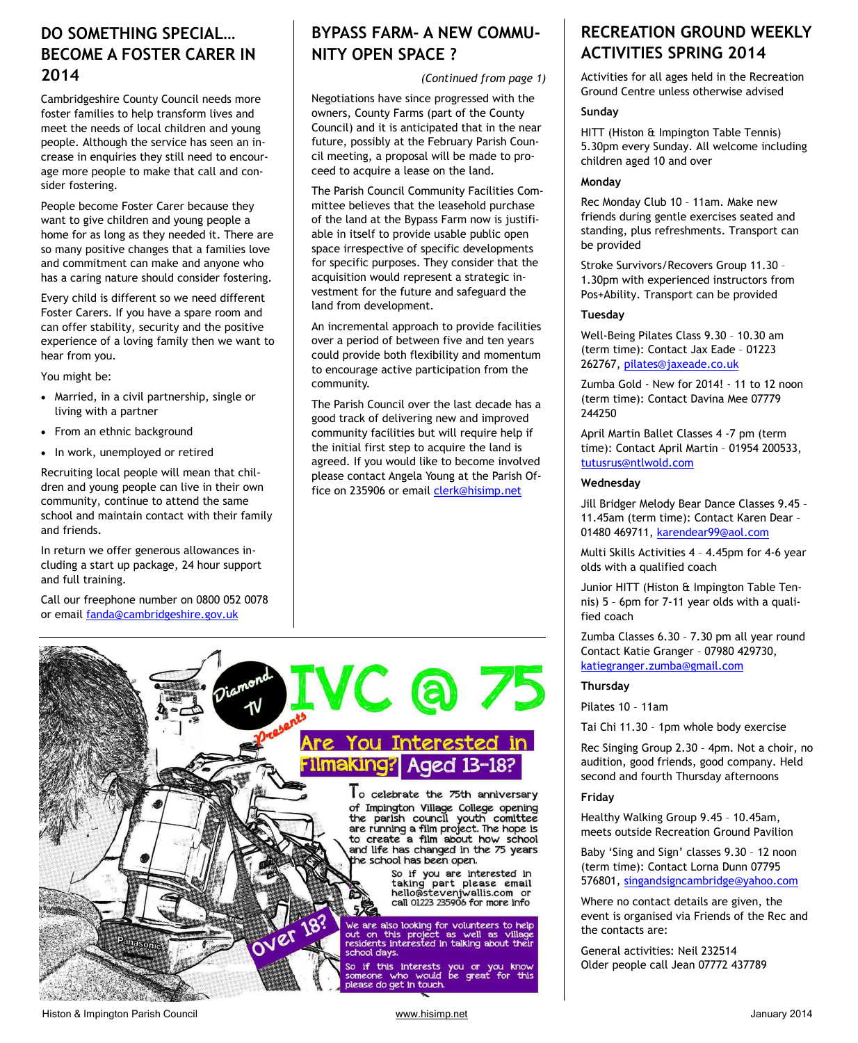## DO SOMETHING SPECIAL… BECOME A FOSTER CARER IN 2014

Cambridgeshire County Council needs more foster families to help transform lives and meet the needs of local children and young people. Although the service has seen an increase in enquiries they still need to encourage more people to make that call and consider fostering.

People become Foster Carer because they want to give children and young people a home for as long as they needed it. There are so many positive changes that a families love and commitment can make and anyone who has a caring nature should consider fostering.

Every child is different so we need different Foster Carers. If you have a spare room and can offer stability, security and the positive experience of a loving family then we want to hear from you.

You might be:

- Married, in a civil partnership, single or living with a partner
- From an ethnic background
- In work, unemployed or retired

Recruiting local people will mean that children and young people can live in their own community, continue to attend the same school and maintain contact with their family and friends.

In return we offer generous allowances including a start up package, 24 hour support and full training.

Call our freephone number on 0800 052 0078 or email fanda@cambridgeshire.gov.uk

## BYPASS FARM- A NEW COMMUNITY OPEN SPACE ?

*(Continued from page 1)*

Negotiations have since progressed with the owners, County Farms (part of the County Council) and it is anticipated that in the near future, possibly at the February Parish Council meeting, a proposal will be made to proceed to acquire a lease on the land.

The Parish Council Community Facilities Committee believes that the leasehold purchase of the land at the Bypass Farm now is justifiable in itself to provide usable public open space irrespective of specific developments for specific purposes. They consider that the acquisition would represent a strategic investment for the future and safeguard the land from development.

An incremental approach to provide facilities over a period of between five and ten years could provide both flexibility and momentum to encourage active participation from the community.

The Parish Council over the last decade has a good track of delivering new and improved community facilities but will require help if the initial first step to acquire the land is agreed. If you would like to become involved please contact Angela Young at the Parish Office on 235906 or email clerk@hisimp.net

Diamond TV Presents

# IVC @ 75

**Are You Interested in Filmaking? Aged 13-18?**

To celebrate the 75th anniversary of Impington Village College opening the parish council youth comittee are running a film project. The hope is to create a film about how school and life has changed in the 75 years the school has been open.

So if you are interested in taking part please email hello@stevenjwallis.com or call 01223 235906 for more info

**Over 18?**

We are also looking for volunteers to help out on this project as well as village residents interested in talking about their school days.

So if this interests you or you know someone who would be great for this please do get in touch.

## RECREATION GROUND WEEKLY ACTIVITIES SPRING 2014

Activities for all ages held in the Recreation Ground Centre unless otherwise advised

**Sunday**

HITT (Histon & Impington Table Tennis) 5.30pm every Sunday. All welcome including children aged 10 and over

**Monday**

Rec Monday Club 10 – 11am. Make new friends during gentle exercises seated and standing, plus refreshments. Transport can be provided

Stroke Survivors/Recovers Group 11.30 – 1.30pm with experienced instructors from Pos+Ability. Transport can be provided

**Tuesday**

Well-Being Pilates Class 9.30 – 10.30 am (term time): Contact Jax Eade – 01223 262767, pilates@jaxeade.co.uk

Zumba Gold - New for 2014! - 11 to 12 noon (term time): Contact Davina Mee 07779 244250

April Martin Ballet Classes 4 -7 pm (term time): Contact April Martin – 01954 200533, tutusrus@ntlwold.com

**Wednesday**

Jill Bridger Melody Bear Dance Classes 9.45 – 11.45am (term time): Contact Karen Dear – 01480 469711, karendear99@aol.com

Multi Skills Activities 4 – 4.45pm for 4-6 year olds with a qualified coach

Junior HITT (Histon & Impington Table Tennis) 5 – 6pm for 7-11 year olds with a qualified coach

Zumba Classes 6.30 – 7.30 pm all year round Contact Katie Granger – 07980 429730, katiegranger.zumba@gmail.com

**Thursday**

Pilates 10 – 11am

Tai Chi 11.30 – 1pm whole body exercise

Rec Singing Group 2.30 – 4pm. Not a choir, no audition, good friends, good company. Held second and fourth Thursday afternoons

**Friday**

Healthy Walking Group 9.45 – 10.45am, meets outside Recreation Ground Pavilion

Baby 'Sing and Sign' classes 9.30 – 12 noon (term time): Contact Lorna Dunn 07795 576801, singandsigncambridge@yahoo.com

Where no contact details are given, the event is organised via Friends of the Rec and the contacts are:

General activities: Neil 232514
Older people call Jean 07772 437789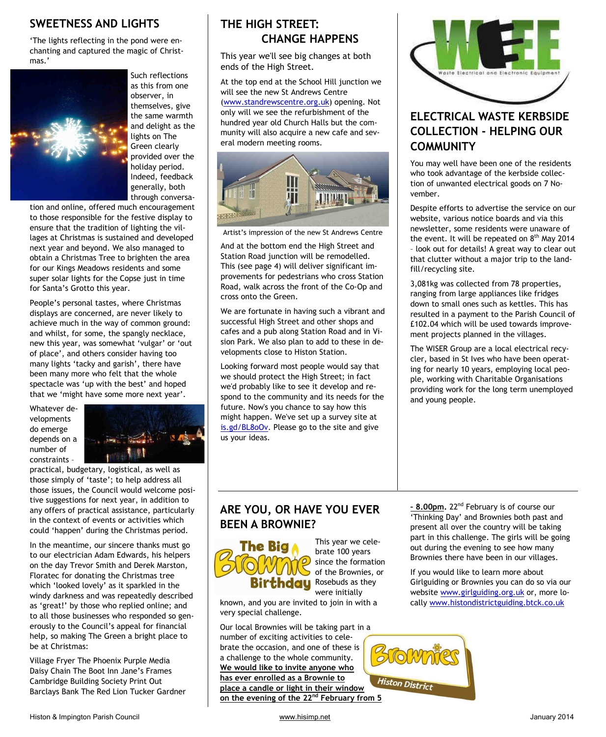## SWEETNESS AND LIGHTS

'The lights reflecting in the pond were enchanting and captured the magic of Christmas.'

Such reflections as this from one observer, in themselves, give the same warmth and delight as the lights on The Green clearly provided over the holiday period. Indeed, feedback generally, both through conversation and online, offered much encouragement to those responsible for the festive display to ensure that the tradition of lighting the villages at Christmas is sustained and developed next year and beyond. We also managed to obtain a Christmas Tree to brighten the area for our Kings Meadows residents and some super solar lights for the Copse just in time for Santa's Grotto this year.

People's personal tastes, where Christmas displays are concerned, are never likely to achieve much in the way of common ground: and whilst, for some, the spangly necklace, new this year, was somewhat 'vulgar' or 'out of place', and others consider having too many lights 'tacky and garish', there have been many more who felt that the whole spectacle was 'up with the best' and hoped that we 'might have some more next year'.

Whatever developments do emerge depends on a number of constraints – practical, budgetary, logistical, as well as those simply of 'taste'; to help address all those issues, the Council would welcome positive suggestions for next year, in addition to any offers of practical assistance, particularly in the context of events or activities which could 'happen' during the Christmas period.

In the meantime, our sincere thanks must go to our electrician Adam Edwards, his helpers on the day Trevor Smith and Derek Marston, Floratec for donating the Christmas tree which 'looked lovely' as it sparkled in the windy darkness and was repeatedly described as 'great!' by those who replied online; and to all those businesses who responded so generously to the Council's appeal for financial help, so making The Green a bright place to be at Christmas:

Village Fryer The Phoenix Purple Media
Daisy Chain The Boot Inn Jane's Frames
Cambridge Building Society Print Out
Barclays Bank The Red Lion Tucker Gardner

## THE HIGH STREET: CHANGE HAPPENS

This year we'll see big changes at both ends of the High Street.

At the top end at the School Hill junction we will see the new St Andrews Centre (www.standrewscentre.org.uk) opening. Not only will we see the refurbishment of the hundred year old Church Halls but the community will also acquire a new cafe and several modern meeting rooms.

Artist's impression of the new St Andrews Centre

And at the bottom end the High Street and Station Road junction will be remodelled. This (see page 4) will deliver significant improvements for pedestrians who cross Station Road, walk across the front of the Co-Op and cross onto the Green.

We are fortunate in having such a vibrant and successful High Street and other shops and cafes and a pub along Station Road and in Vision Park. We also plan to add to these in developments close to Histon Station.

Looking forward most people would say that we should protect the High Street; in fact we'd probably like to see it develop and respond to the community and its needs for the future. Now's you chance to say how this might happen. We've set up a survey site at is.gd/BL8oOv. Please go to the site and give us your ideas.

## ELECTRICAL WASTE KERBSIDE COLLECTION - HELPING OUR COMMUNITY

You may well have been one of the residents who took advantage of the kerbside collection of unwanted electrical goods on 7 November.

Despite efforts to advertise the service on our website, various notice boards and via this newsletter, some residents were unaware of the event. It will be repeated on 8th May 2014 – look out for details! A great way to clear out that clutter without a major trip to the landfill/recycling site.

3,081kg was collected from 78 properties, ranging from large appliances like fridges down to small ones such as kettles. This has resulted in a payment to the Parish Council of £102.04 which will be used towards improvement projects planned in the villages.

The WISER Group are a local electrical recycler, based in St Ives who have been operating for nearly 10 years, employing local people, working with Charitable Organisations providing work for the long term unemployed and young people.

## ARE YOU, OR HAVE YOU EVER BEEN A BROWNIE?

This year we celebrate 100 years since the formation of the Brownies, or Rosebuds as they were initially known, and you are invited to join in with a very special challenge.

Our local Brownies will be taking part in a number of exciting activities to celebrate the occasion, and one of these is a challenge to the whole community. **We would like to invite anyone who has ever enrolled as a Brownie to place a candle or light in their window on the evening of the 22nd February from 5 – 8.00pm.** 22nd February is of course our 'Thinking Day' and Brownies both past and present all over the country will be taking part in this challenge. The girls will be going out during the evening to see how many Brownies there have been in our villages.

If you would like to learn more about Girlguiding or Brownies you can do so via our website www.girlguiding.org.uk or, more locally www.histondistrictguiding.btck.co.uk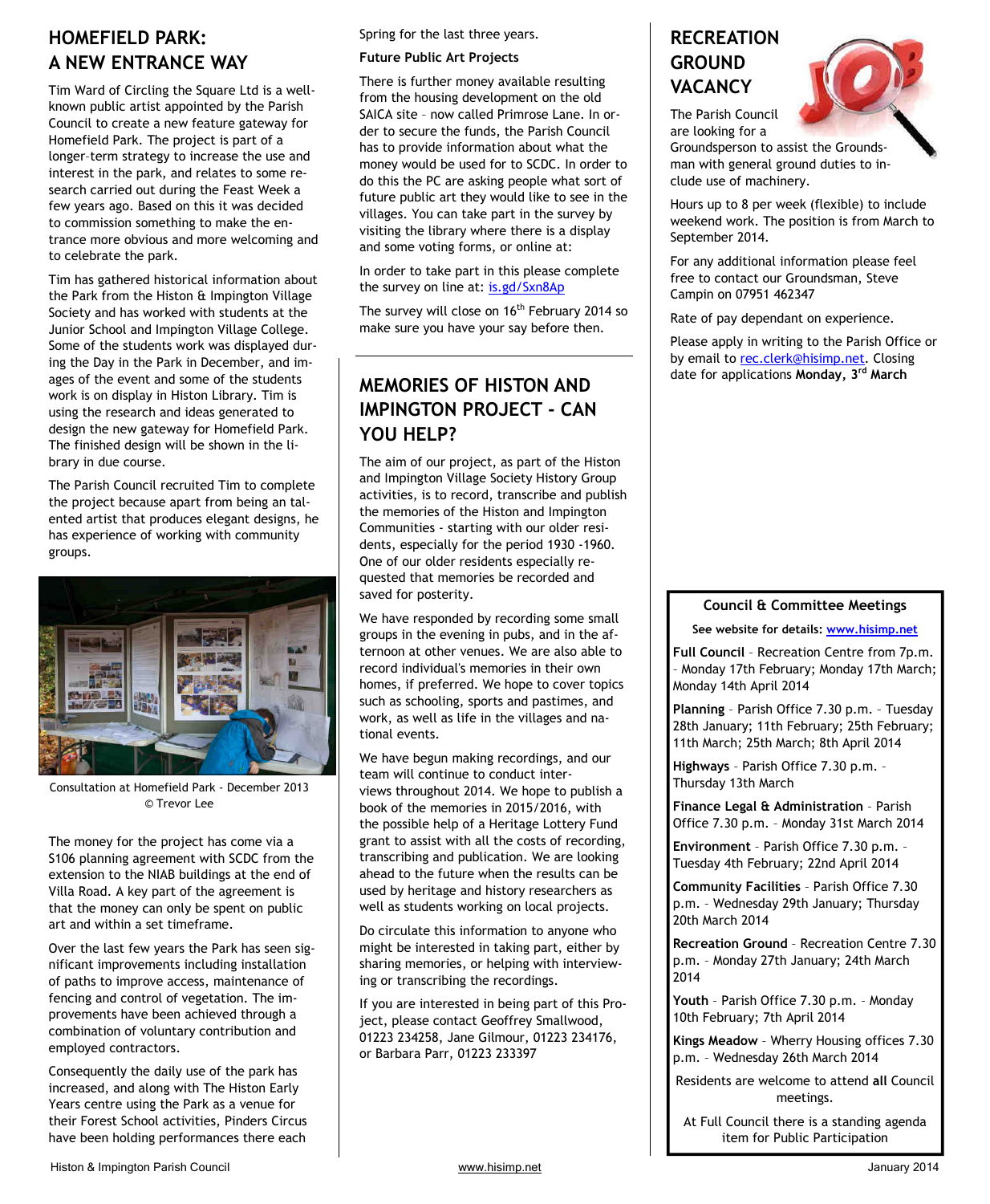## HOMEFIELD PARK: A NEW ENTRANCE WAY

Tim Ward of Circling the Square Ltd is a well-known public artist appointed by the Parish Council to create a new feature gateway for Homefield Park. The project is part of a longer-term strategy to increase the use and interest in the park, and relates to some research carried out during the Feast Week a few years ago. Based on this it was decided to commission something to make the entrance more obvious and more welcoming and to celebrate the park.

Tim has gathered historical information about the Park from the Histon & Impington Village Society and has worked with students at the Junior School and Impington Village College. Some of the students work was displayed during the Day in the Park in December, and images of the event and some of the students work is on display in Histon Library. Tim is using the research and ideas generated to design the new gateway for Homefield Park. The finished design will be shown in the library in due course.

The Parish Council recruited Tim to complete the project because apart from being an talented artist that produces elegant designs, he has experience of working with community groups.

Consultation at Homefield Park - December 2013
© Trevor Lee

The money for the project has come via a S106 planning agreement with SCDC from the extension to the NIAB buildings at the end of Villa Road. A key part of the agreement is that the money can only be spent on public art and within a set timeframe.

Over the last few years the Park has seen significant improvements including installation of paths to improve access, maintenance of fencing and control of vegetation. The improvements have been achieved through a combination of voluntary contribution and employed contractors.

Consequently the daily use of the park has increased, and along with The Histon Early Years centre using the Park as a venue for their Forest School activities, Pinders Circus have been holding performances there each Spring for the last three years.

**Future Public Art Projects**

There is further money available resulting from the housing development on the old SAICA site – now called Primrose Lane. In order to secure the funds, the Parish Council has to provide information about what the money would be used for to SCDC. In order to do this the PC are asking people what sort of future public art they would like to see in the villages. You can take part in the survey by visiting the library where there is a display and some voting forms, or online at:

In order to take part in this please complete the survey on line at: is.gd/Sxn8Ap

The survey will close on 16th February 2014 so make sure you have your say before then.

## MEMORIES OF HISTON AND IMPINGTON PROJECT - CAN YOU HELP?

The aim of our project, as part of the Histon and Impington Village Society History Group activities, is to record, transcribe and publish the memories of the Histon and Impington Communities - starting with our older residents, especially for the period 1930 -1960. One of our older residents especially requested that memories be recorded and saved for posterity.

We have responded by recording some small groups in the evening in pubs, and in the afternoon at other venues. We are also able to record individual's memories in their own homes, if preferred. We hope to cover topics such as schooling, sports and pastimes, and work, as well as life in the villages and national events.

We have begun making recordings, and our team will continue to conduct interviews throughout 2014. We hope to publish a book of the memories in 2015/2016, with the possible help of a Heritage Lottery Fund grant to assist with all the costs of recording, transcribing and publication. We are looking ahead to the future when the results can be used by heritage and history researchers as well as students working on local projects.

Do circulate this information to anyone who might be interested in taking part, either by sharing memories, or helping with interviewing or transcribing the recordings.

If you are interested in being part of this Project, please contact Geoffrey Smallwood, 01223 234258, Jane Gilmour, 01223 234176, or Barbara Parr, 01223 233397

## RECREATION GROUND VACANCY

The Parish Council are looking for a Groundsperson to assist the Groundsman with general ground duties to include use of machinery.

Hours up to 8 per week (flexible) to include weekend work. The position is from March to September 2014.

For any additional information please feel free to contact our Groundsman, Steve Campin on 07951 462347

Rate of pay dependant on experience.

Please apply in writing to the Parish Office or by email to rec.clerk@hisimp.net. Closing date for applications **Monday, 3rd March**

### Council & Committee Meetings

**See website for details: www.hisimp.net**

**Full Council** – Recreation Centre from 7p.m. – Monday 17th February; Monday 17th March; Monday 14th April 2014

**Planning** – Parish Office 7.30 p.m. – Tuesday 28th January; 11th February; 25th February; 11th March; 25th March; 8th April 2014

**Highways** – Parish Office 7.30 p.m. – Thursday 13th March

**Finance Legal & Administration** – Parish Office 7.30 p.m. – Monday 31st March 2014

**Environment** – Parish Office 7.30 p.m. – Tuesday 4th February; 22nd April 2014

**Community Facilities** – Parish Office 7.30 p.m. – Wednesday 29th January; Thursday 20th March 2014

**Recreation Ground** – Recreation Centre 7.30 p.m. – Monday 27th January; 24th March 2014

**Youth** – Parish Office 7.30 p.m. – Monday 10th February; 7th April 2014

**Kings Meadow** – Wherry Housing offices 7.30 p.m. – Wednesday 26th March 2014

Residents are welcome to attend **all** Council meetings.

At Full Council there is a standing agenda item for Public Participation